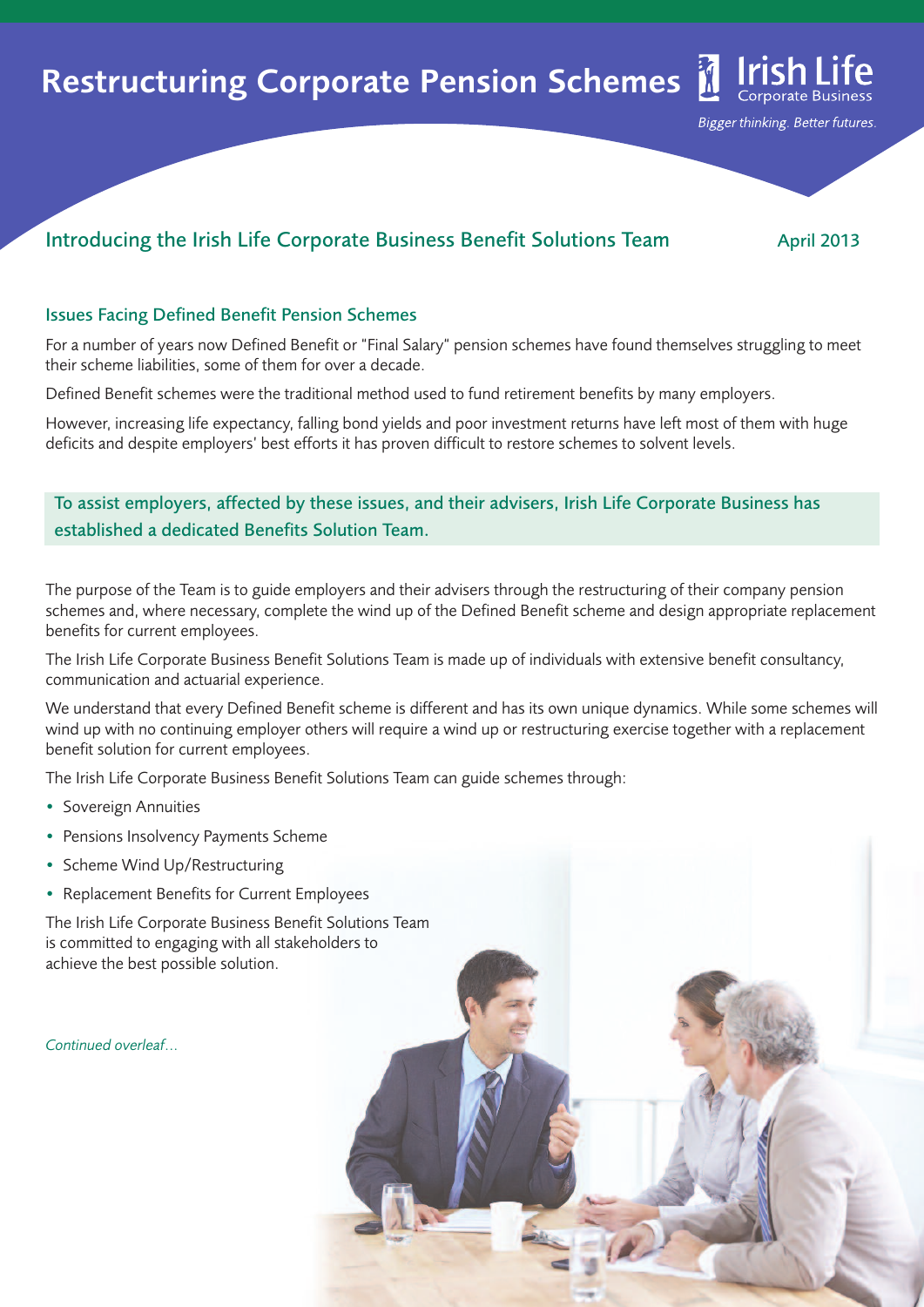# Restructuring Corporate Pension Schemes

Irish Life Corporate Business

*Bigger thinking. Better futures.*

## Introducing the Irish Life Corporate Business Benefit Solutions Team

April 2013

### Issues Facing Defined Benefit Pension Schemes

For a number of years now Defined Benefit or "Final Salary" pension schemes have found themselves struggling to meet their scheme liabilities, some of them for over a decade.

Defined Benefit schemes were the traditional method used to fund retirement benefits by many employers.

However, increasing life expectancy, falling bond yields and poor investment returns have left most of them with huge deficits and despite employers' best efforts it has proven difficult to restore schemes to solvent levels.

**To assist employers, affected by these issues, and their advisers, Irish Life Corporate Business has established a dedicated Benefits Solution Team.**

The purpose of the Team is to guide employers and their advisers through the restructuring of their company pension schemes and, where necessary, complete the wind up of the Defined Benefit scheme and design appropriate replacement benefits for current employees.

The Irish Life Corporate Business Benefit Solutions Team is made up of individuals with extensive benefit consultancy, communication and actuarial experience.

We understand that every Defined Benefit scheme is different and has its own unique dynamics. While some schemes will wind up with no continuing employer others will require a wind up or restructuring exercise together with a replacement benefit solution for current employees.

The Irish Life Corporate Business Benefit Solutions Team can guide schemes through:

- Sovereign Annuities
- Pensions Insolvency Payments Scheme
- Scheme Wind Up/Restructuring
- Replacement Benefits for Current Employees

The Irish Life Corporate Business Benefit Solutions Team is committed to engaging with all stakeholders to achieve the best possible solution.

*Continued overleaf…*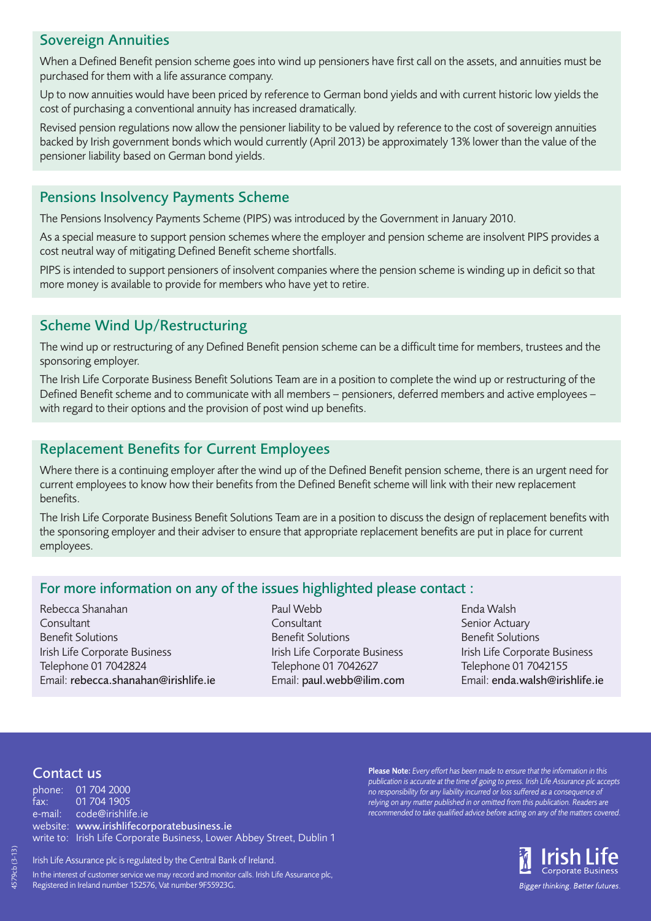## Sovereign Annuities

When a Defined Benefit pension scheme goes into wind up pensioners have first call on the assets, and annuities must be purchased for them with a life assurance company.

Up to now annuities would have been priced by reference to German bond yields and with current historic low yields the cost of purchasing a conventional annuity has increased dramatically.

Revised pension regulations now allow the pensioner liability to be valued by reference to the cost of sovereign annuities backed by Irish government bonds which would currently (April 2013) be approximately 13% lower than the value of the pensioner liability based on German bond yields.

## Pensions Insolvency Payments Scheme

The Pensions Insolvency Payments Scheme (PIPS) was introduced by the Government in January 2010.

As a special measure to support pension schemes where the employer and pension scheme are insolvent PIPS provides a cost neutral way of mitigating Defined Benefit scheme shortfalls.

PIPS is intended to support pensioners of insolvent companies where the pension scheme is winding up in deficit so that more money is available to provide for members who have yet to retire.

## Scheme Wind Up/Restructuring

The wind up or restructuring of any Defined Benefit pension scheme can be a difficult time for members, trustees and the sponsoring employer.

The Irish Life Corporate Business Benefit Solutions Team are in a position to complete the wind up or restructuring of the Defined Benefit scheme and to communicate with all members – pensioners, deferred members and active employees – with regard to their options and the provision of post wind up benefits.

## Replacement Benefits for Current Employees

Where there is a continuing employer after the wind up of the Defined Benefit pension scheme, there is an urgent need for current employees to know how their benefits from the Defined Benefit scheme will link with their new replacement benefits.

The Irish Life Corporate Business Benefit Solutions Team are in a position to discuss the design of replacement benefits with the sponsoring employer and their adviser to ensure that appropriate replacement benefits are put in place for current employees.

## For more information on any of the issues highlighted please contact :

Rebecca Shanahan
Consultant
Benefit Solutions
Irish Life Corporate Business
Telephone 01 7042824
Email: rebecca.shanahan@irishlife.ie

Paul Webb
Consultant
Benefit Solutions
Irish Life Corporate Business
Telephone 01 7042627
Email: paul.webb@ilim.com

Enda Walsh
Senior Actuary
Benefit Solutions
Irish Life Corporate Business
Telephone 01 7042155
Email: enda.walsh@irishlife.ie

## Contact us

phone: 01 704 2000
fax: 01 704 1905
e-mail: code@irishlife.ie
website: www.irishlifecorporatebusiness.ie
write to: Irish Life Corporate Business, Lower Abbey Street, Dublin 1

Irish Life Assurance plc is regulated by the Central Bank of Ireland.

In the interest of customer service we may record and monitor calls. Irish Life Assurance plc, Registered in Ireland number 152576, Vat number 9F55923G.

**Please Note:** *Every effort has been made to ensure that the information in this publication is accurate at the time of going to press. Irish Life Assurance plc accepts no responsibility for any liability incurred or loss suffered as a consequence of relying on any matter published in or omitted from this publication. Readers are recommended to take qualified advice before acting on any of the matters covered.*

Irish Life
Corporate Business
*Bigger thinking. Better futures.*

4579cb (3-13)